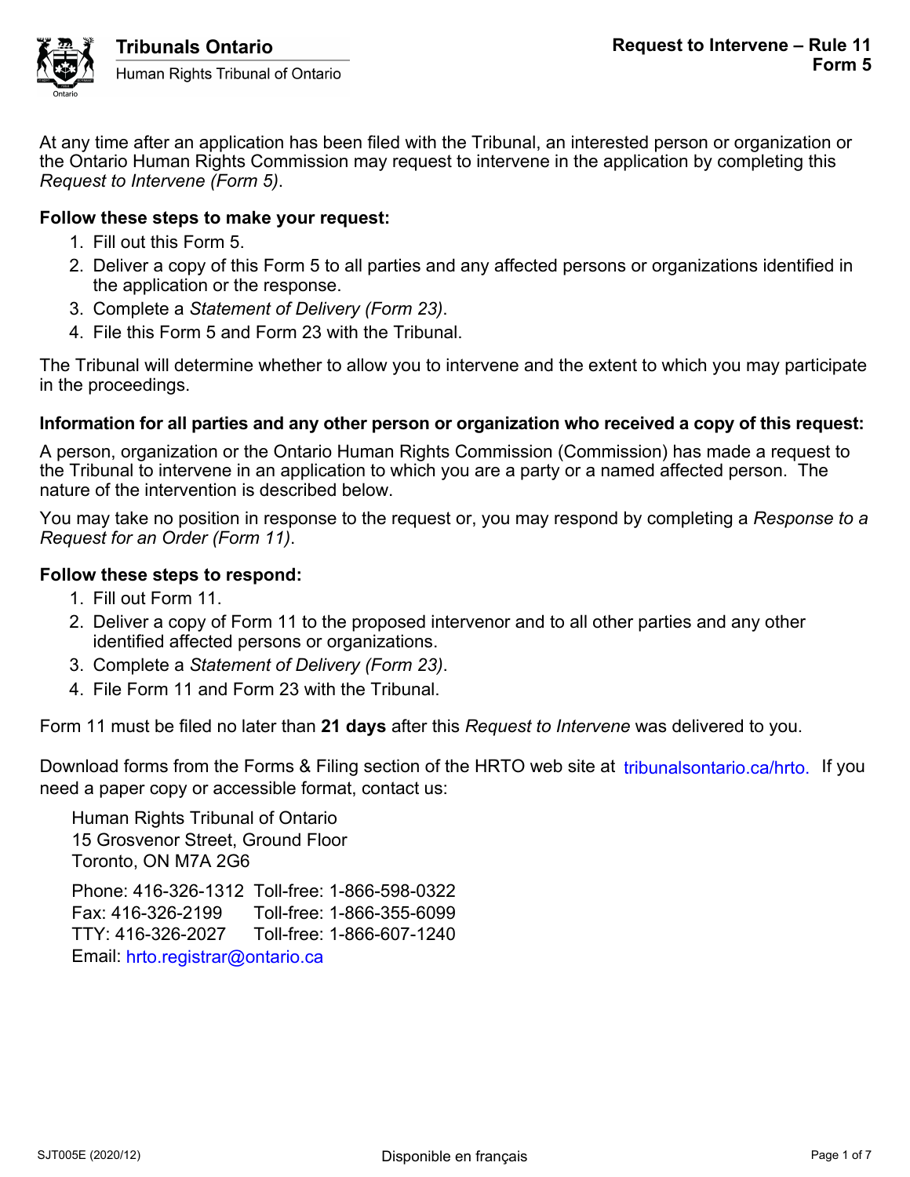**Tribunals Ontario**
Human Rights Tribunal of Ontario

# Request to Intervene – Rule 11
## Form 5

At any time after an application has been filed with the Tribunal, an interested person or organization or the Ontario Human Rights Commission may request to intervene in the application by completing this *Request to Intervene (Form 5)*.

**Follow these steps to make your request:**

1. Fill out this Form 5.
2. Deliver a copy of this Form 5 to all parties and any affected persons or organizations identified in the application or the response.
3. Complete a *Statement of Delivery (Form 23)*.
4. File this Form 5 and Form 23 with the Tribunal.

The Tribunal will determine whether to allow you to intervene and the extent to which you may participate in the proceedings.

**Information for all parties and any other person or organization who received a copy of this request:**

A person, organization or the Ontario Human Rights Commission (Commission) has made a request to the Tribunal to intervene in an application to which you are a party or a named affected person. The nature of the intervention is described below.

You may take no position in response to the request or, you may respond by completing a *Response to a Request for an Order (Form 11)*.

**Follow these steps to respond:**

1. Fill out Form 11.
2. Deliver a copy of Form 11 to the proposed intervenor and to all other parties and any other identified affected persons or organizations.
3. Complete a *Statement of Delivery (Form 23)*.
4. File Form 11 and Form 23 with the Tribunal.

Form 11 must be filed no later than **21 days** after this *Request to Intervene* was delivered to you.

Download forms from the Forms & Filing section of the HRTO web site at tribunalsontario.ca/hrto. If you need a paper copy or accessible format, contact us:

Human Rights Tribunal of Ontario
15 Grosvenor Street, Ground Floor
Toronto, ON M7A 2G6

Phone: 416-326-1312 Toll-free: 1-866-598-0322
Fax: 416-326-2199 Toll-free: 1-866-355-6099
TTY: 416-326-2027 Toll-free: 1-866-607-1240
Email: hrto.registrar@ontario.ca

SJT005E (2020/12) Disponible en français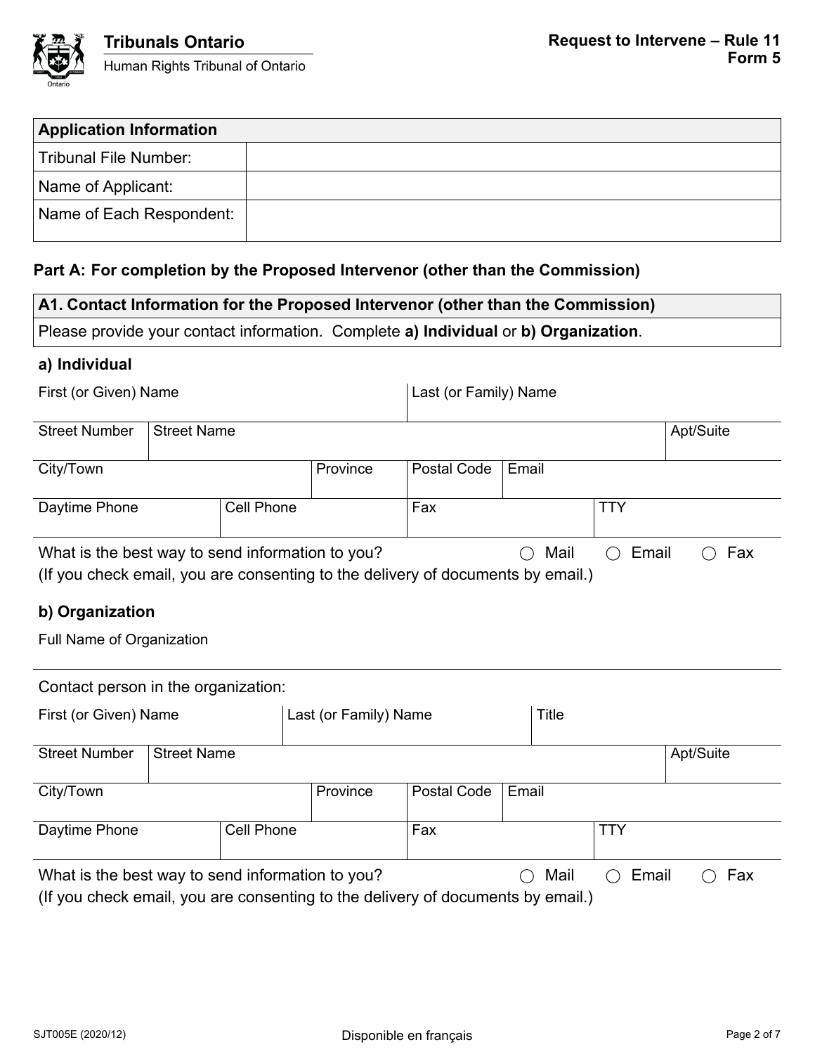Tribunals Ontario
Human Rights Tribunal of Ontario

**Request to Intervene – Rule 11**
**Form 5**

| Application Information | |
|---|---|
| Tribunal File Number: | |
| Name of Applicant: | |
| Name of Each Respondent: | |

### Part A: For completion by the Proposed Intervenor (other than the Commission)

| A1. Contact Information for the Proposed Intervenor (other than the Commission) |
|---|
| Please provide your contact information. Complete **a) Individual** or **b) Organization**. |

#### a) Individual

| First (or Given) Name | | | Last (or Family) Name | | |
|---|---|---|---|---|---|
| Street Number | Street Name | | | | Apt/Suite |
| City/Town | | Province | Postal Code | Email | |
| Daytime Phone | Cell Phone | | Fax | TTY | |

What is the best way to send information to you? ◯ Mail ◯ Email ◯ Fax
(If you check email, you are consenting to the delivery of documents by email.)

#### b) Organization

Full Name of Organization

Contact person in the organization:

| First (or Given) Name | | Last (or Family) Name | | Title | |
|---|---|---|---|---|---|
| Street Number | Street Name | | | | Apt/Suite |
| City/Town | | Province | Postal Code | Email | |
| Daytime Phone | Cell Phone | | Fax | TTY | |

What is the best way to send information to you? ◯ Mail ◯ Email ◯ Fax
(If you check email, you are consenting to the delivery of documents by email.)

SJT005E (2020/12) Disponible en français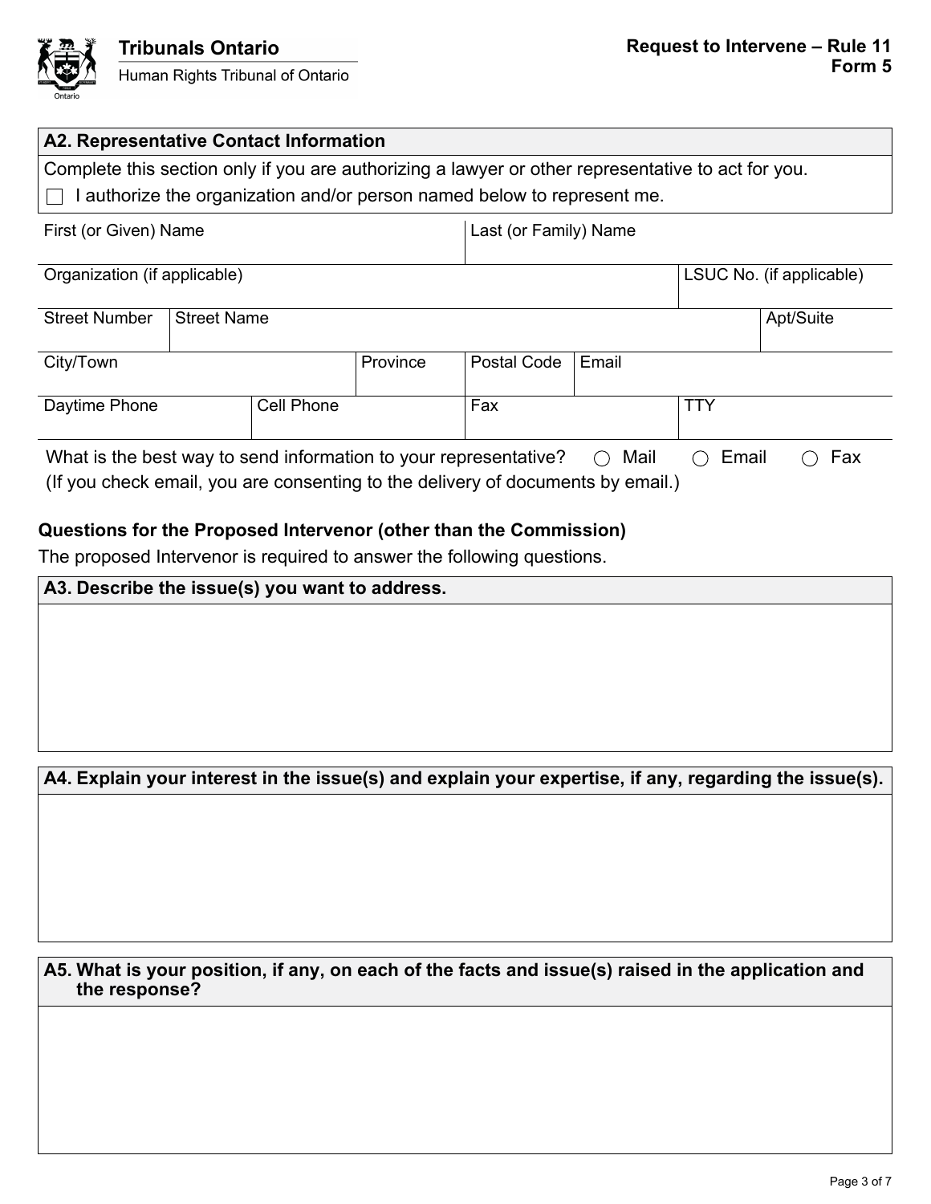## A2. Representative Contact Information

Complete this section only if you are authorizing a lawyer or other representative to act for you.

☐ I authorize the organization and/or person named below to represent me.

| First (or Given) Name | | | Last (or Family) Name | | |
|---|---|---|---|---|---|
| Organization (if applicable) | | | | | LSUC No. (if applicable) |
| Street Number | Street Name | | | | Apt/Suite |
| City/Town | | Province | Postal Code | Email | |
| Daytime Phone | Cell Phone | | Fax | | TTY |

What is the best way to send information to your representative? ◯ Mail ◯ Email ◯ Fax
(If you check email, you are consenting to the delivery of documents by email.)

### Questions for the Proposed Intervenor (other than the Commission)

The proposed Intervenor is required to answer the following questions.

**A3. Describe the issue(s) you want to address.**

**A4. Explain your interest in the issue(s) and explain your expertise, if any, regarding the issue(s).**

**A5. What is your position, if any, on each of the facts and issue(s) raised in the application and the response?**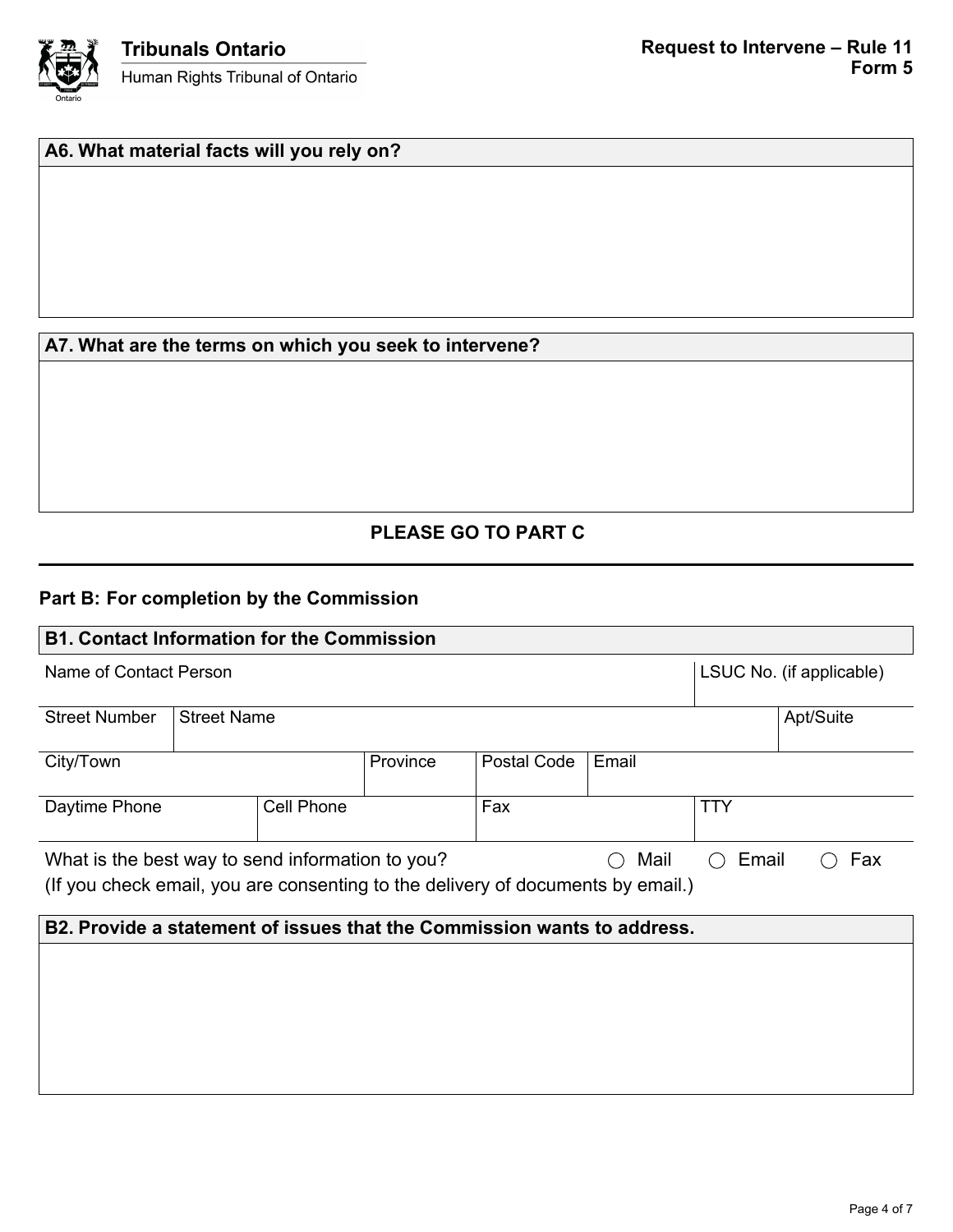### A6. What material facts will you rely on?

### A7. What are the terms on which you seek to intervene?

**PLEASE GO TO PART C**

---

## Part B: For completion by the Commission

### B1. Contact Information for the Commission

| Name of Contact Person | | | | | LSUC No. (if applicable) |
|---|---|---|---|---|---|
| **Street Number** | **Street Name** | | | | **Apt/Suite** |
| **City/Town** | | **Province** | **Postal Code** | **Email** | |
| **Daytime Phone** | **Cell Phone** | | **Fax** | | **TTY** |

What is the best way to send information to you? ◯ Mail ◯ Email ◯ Fax
(If you check email, you are consenting to the delivery of documents by email.)

### B2. Provide a statement of issues that the Commission wants to address.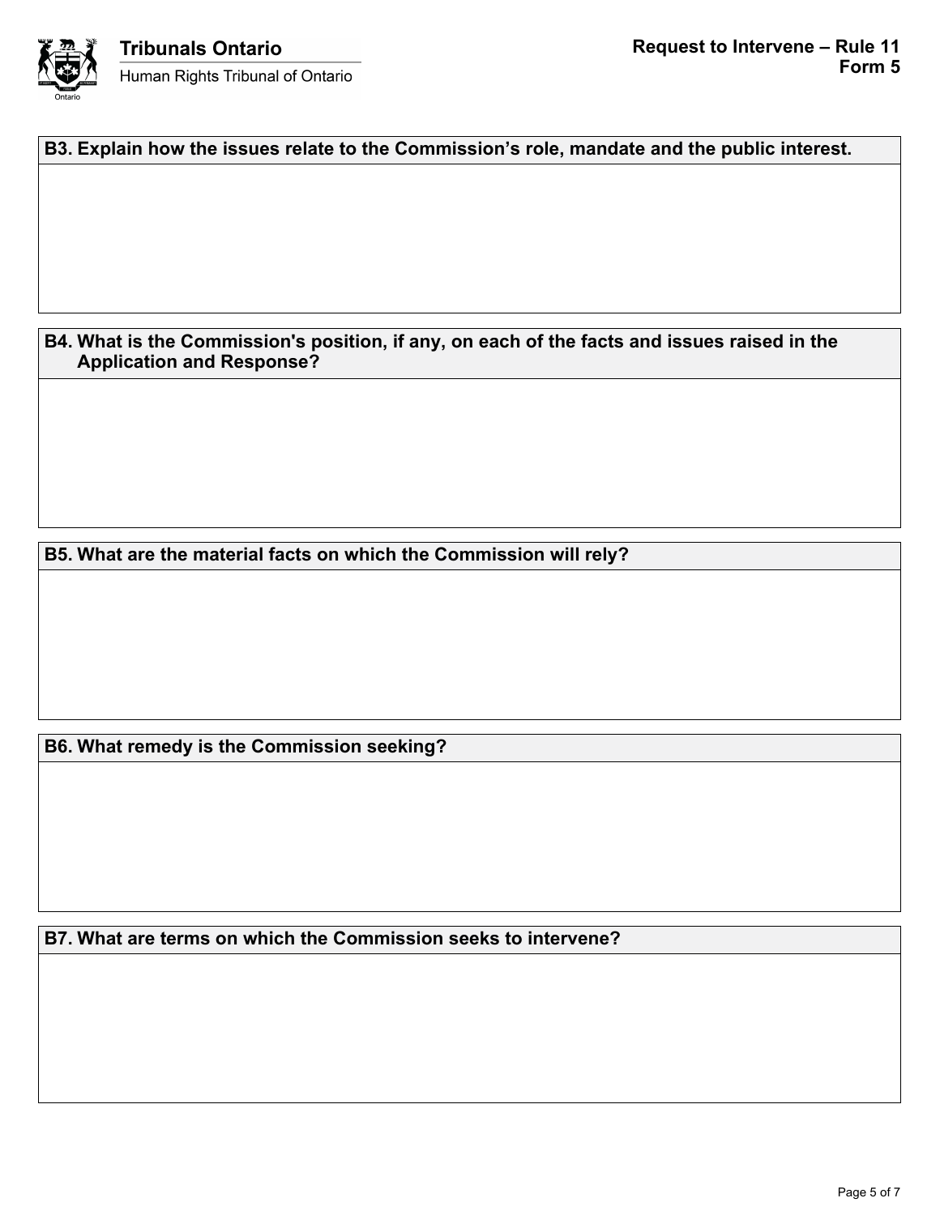**B3. Explain how the issues relate to the Commission's role, mandate and the public interest.**

**B4. What is the Commission's position, if any, on each of the facts and issues raised in the Application and Response?**

**B5. What are the material facts on which the Commission will rely?**

**B6. What remedy is the Commission seeking?**

**B7. What are terms on which the Commission seeks to intervene?**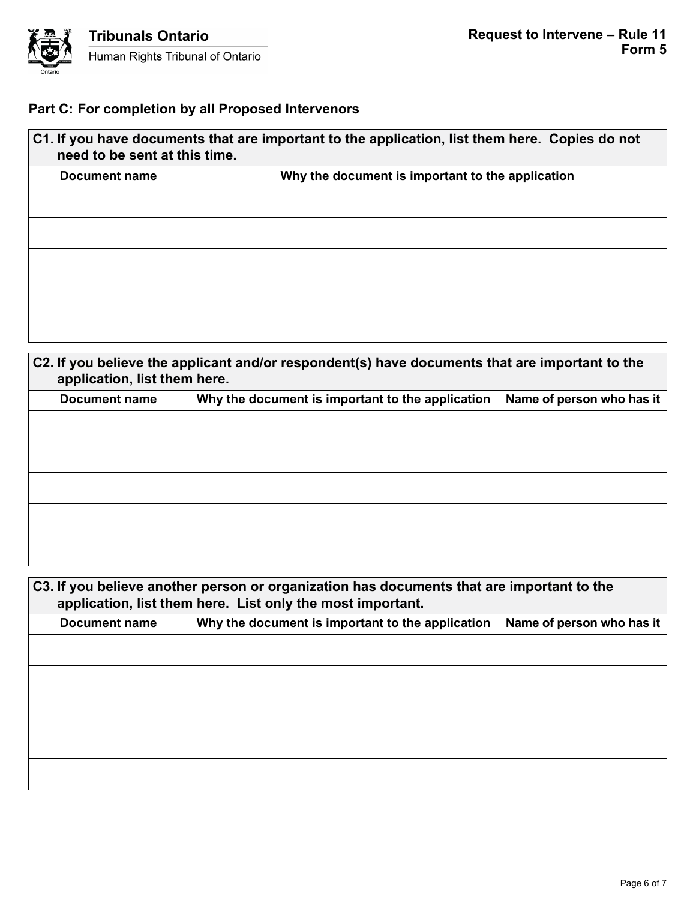## Part C: For completion by all Proposed Intervenors

| C1. If you have documents that are important to the application, list them here. Copies do not need to be sent at this time. | |
|---|---|
| **Document name** | **Why the document is important to the application** |
| | |
| | |
| | |
| | |
| | |

| C2. If you believe the applicant and/or respondent(s) have documents that are important to the application, list them here. | | |
|---|---|---|
| **Document name** | **Why the document is important to the application** | **Name of person who has it** |
| | | |
| | | |
| | | |
| | | |
| | | |

| C3. If you believe another person or organization has documents that are important to the application, list them here. List only the most important. | | |
|---|---|---|
| **Document name** | **Why the document is important to the application** | **Name of person who has it** |
| | | |
| | | |
| | | |
| | | |
| | | |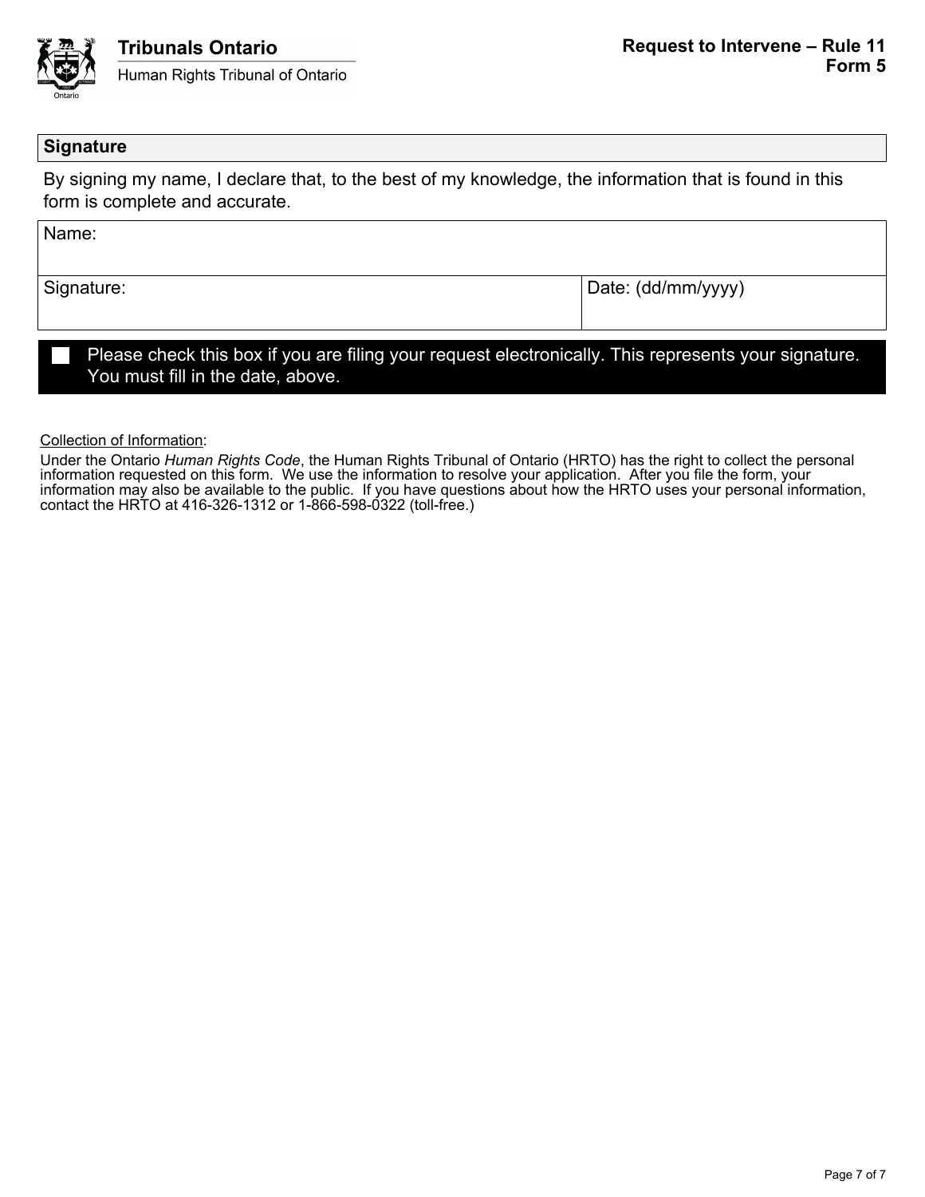## Signature

By signing my name, I declare that, to the best of my knowledge, the information that is found in this form is complete and accurate.

| | |
|---|---|
| Name: | |
| Signature: | Date: (dd/mm/yyyy) |

☐ Please check this box if you are filing your request electronically. This represents your signature. You must fill in the date, above.

Collection of Information:

Under the Ontario *Human Rights Code*, the Human Rights Tribunal of Ontario (HRTO) has the right to collect the personal information requested on this form. We use the information to resolve your application. After you file the form, your information may also be available to the public. If you have questions about how the HRTO uses your personal information, contact the HRTO at 416-326-1312 or 1-866-598-0322 (toll-free.)